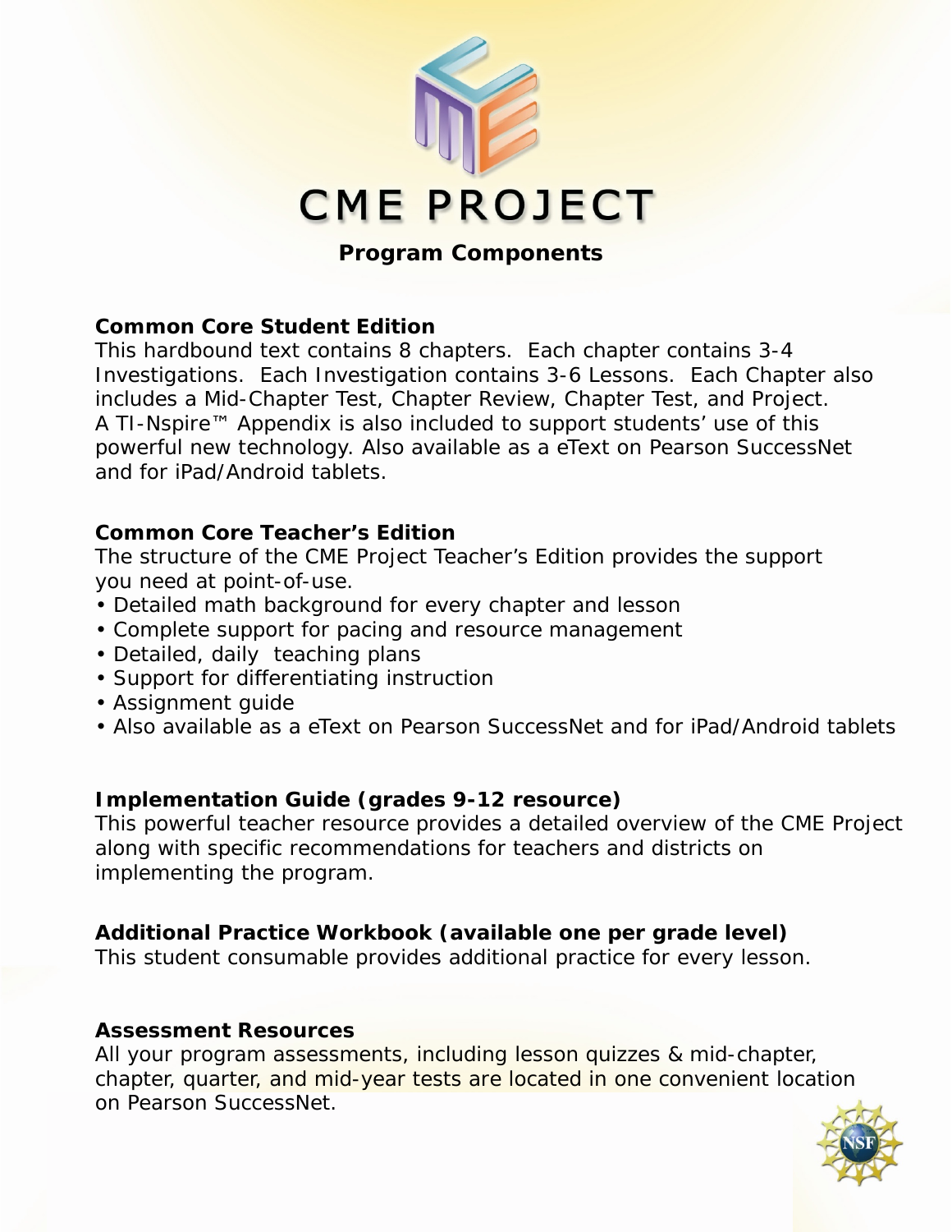# CME PROJECT

## Program Components

**Common Core Student Edition**

This hardbound text contains 8 chapters. Each chapter contains 3-4 Investigations. Each Investigation contains 3-6 Lessons. Each Chapter also includes a Mid-Chapter Test, Chapter Review, Chapter Test, and Project. A TI-Nspire™ Appendix is also included to support students' use of this powerful new technology. Also available as a eText on Pearson SuccessNet and for iPad/Android tablets.

**Common Core Teacher's Edition**

The structure of the CME Project Teacher's Edition provides the support you need at point-of-use.

- Detailed math background for every chapter and lesson
- Complete support for pacing and resource management
- Detailed, daily teaching plans
- Support for differentiating instruction
- Assignment guide
- Also available as a eText on Pearson SuccessNet and for iPad/Android tablets

**Implementation Guide (grades 9-12 resource)**

This powerful teacher resource provides a detailed overview of the CME Project along with specific recommendations for teachers and districts on implementing the program.

**Additional Practice Workbook (available one per grade level)**

This student consumable provides additional practice for every lesson.

**Assessment Resources**

All your program assessments, including lesson quizzes & mid-chapter, chapter, quarter, and mid-year tests are located in one convenient location on Pearson SuccessNet.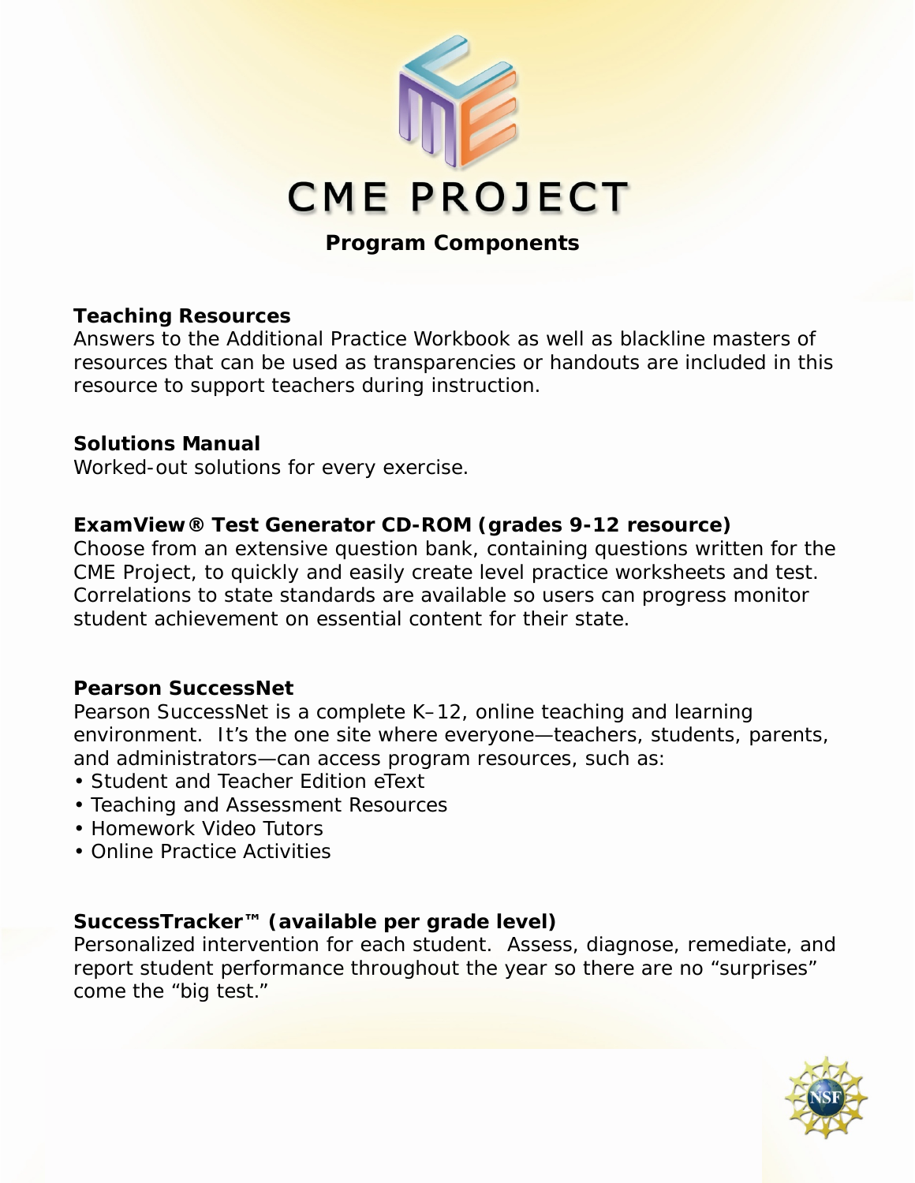# CME PROJECT

## Program Components

**Teaching Resources**
Answers to the Additional Practice Workbook as well as blackline masters of resources that can be used as transparencies or handouts are included in this resource to support teachers during instruction.

**Solutions Manual**
Worked-out solutions for every exercise.

**ExamView® Test Generator CD-ROM (grades 9-12 resource)**
Choose from an extensive question bank, containing questions written for the CME Project, to quickly and easily create level practice worksheets and test. Correlations to state standards are available so users can progress monitor student achievement on essential content for their state.

**Pearson SuccessNet**
Pearson SuccessNet is a complete K–12, online teaching and learning environment. It's the one site where everyone—teachers, students, parents, and administrators—can access program resources, such as:

- Student and Teacher Edition eText
- Teaching and Assessment Resources
- Homework Video Tutors
- Online Practice Activities

**SuccessTracker™ (available per grade level)**
Personalized intervention for each student. Assess, diagnose, remediate, and report student performance throughout the year so there are no "surprises" come the "big test."